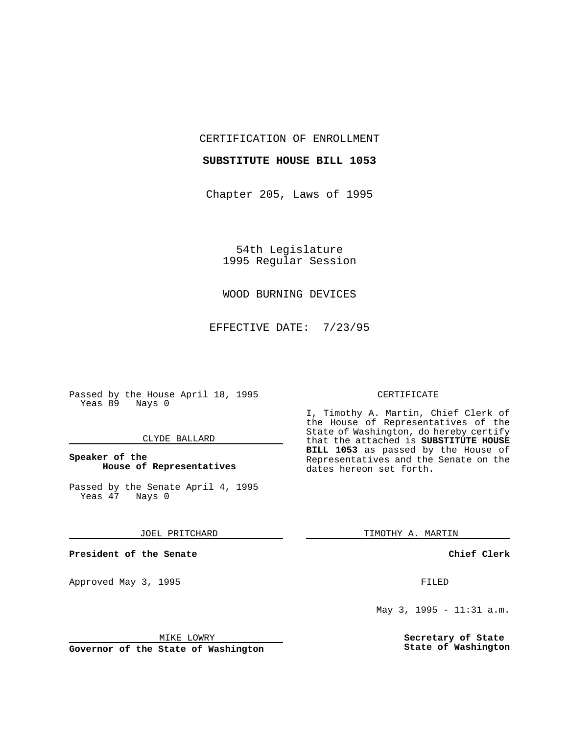CERTIFICATION OF ENROLLMENT

**SUBSTITUTE HOUSE BILL 1053**

Chapter 205, Laws of 1995

54th Legislature
1995 Regular Session

WOOD BURNING DEVICES

EFFECTIVE DATE: 7/23/95

Passed by the House April 18, 1995
Yeas 89 Nays 0

CLYDE BALLARD

**Speaker of the House of Representatives**

Passed by the Senate April 4, 1995
Yeas 47 Nays 0

JOEL PRITCHARD

**President of the Senate**

Approved May 3, 1995

MIKE LOWRY

**Governor of the State of Washington**

CERTIFICATE

I, Timothy A. Martin, Chief Clerk of the House of Representatives of the State of Washington, do hereby certify that the attached is **SUBSTITUTE HOUSE BILL 1053** as passed by the House of Representatives and the Senate on the dates hereon set forth.

TIMOTHY A. MARTIN

**Chief Clerk**

FILED

May 3, 1995 - 11:31 a.m.

**Secretary of State State of Washington**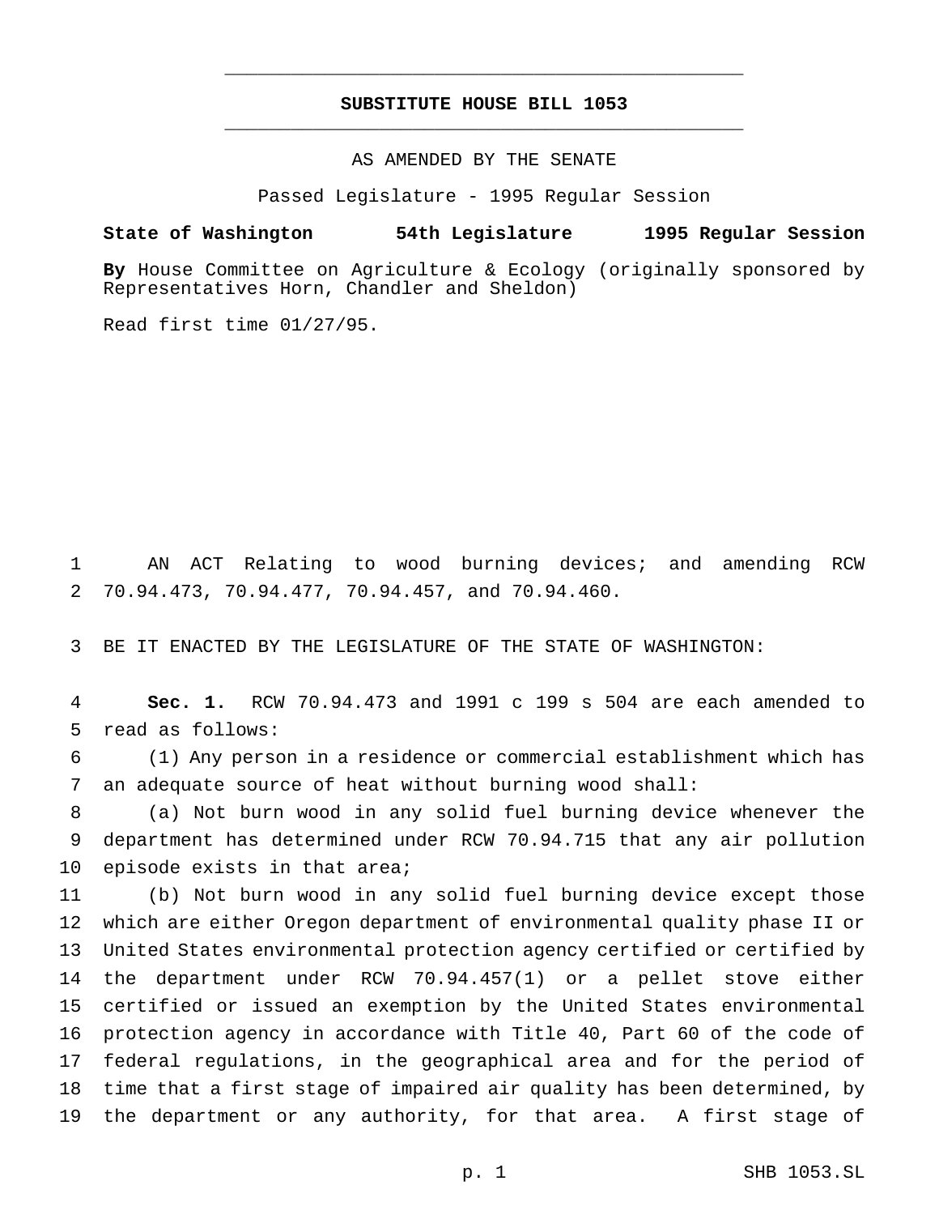# SUBSTITUTE HOUSE BILL 1053

AS AMENDED BY THE SENATE

Passed Legislature - 1995 Regular Session

**State of Washington 54th Legislature 1995 Regular Session**

**By** House Committee on Agriculture & Ecology (originally sponsored by Representatives Horn, Chandler and Sheldon)

Read first time 01/27/95.

AN ACT Relating to wood burning devices; and amending RCW 70.94.473, 70.94.477, 70.94.457, and 70.94.460.

BE IT ENACTED BY THE LEGISLATURE OF THE STATE OF WASHINGTON:

**Sec. 1.** RCW 70.94.473 and 1991 c 199 s 504 are each amended to read as follows:

(1) Any person in a residence or commercial establishment which has an adequate source of heat without burning wood shall:

(a) Not burn wood in any solid fuel burning device whenever the department has determined under RCW 70.94.715 that any air pollution episode exists in that area;

(b) Not burn wood in any solid fuel burning device except those which are either Oregon department of environmental quality phase II or United States environmental protection agency certified or certified by the department under RCW 70.94.457(1) or a pellet stove either certified or issued an exemption by the United States environmental protection agency in accordance with Title 40, Part 60 of the code of federal regulations, in the geographical area and for the period of time that a first stage of impaired air quality has been determined, by the department or any authority, for that area. A first stage of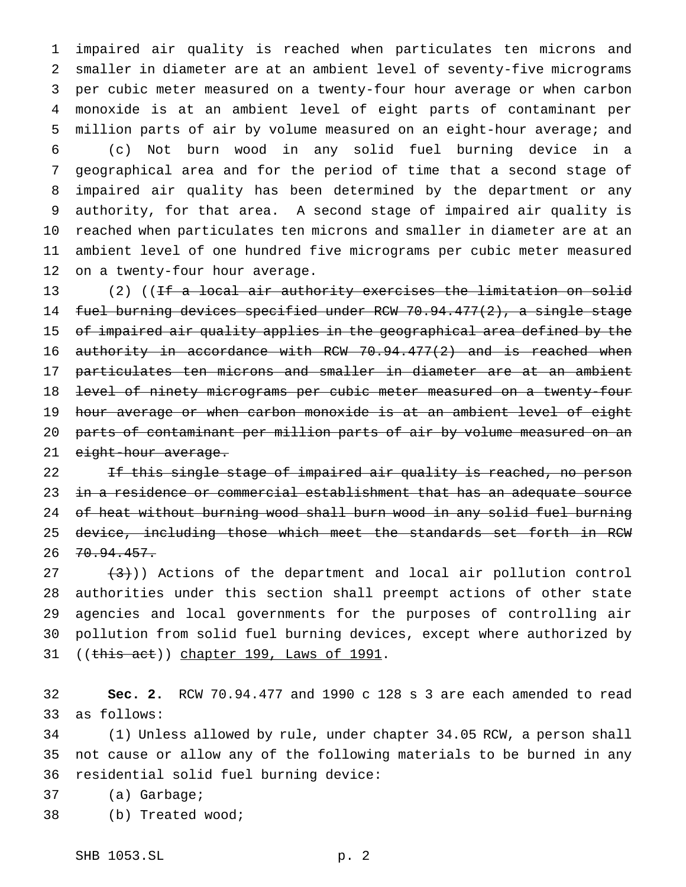impaired air quality is reached when particulates ten microns and smaller in diameter are at an ambient level of seventy-five micrograms per cubic meter measured on a twenty-four hour average or when carbon monoxide is at an ambient level of eight parts of contaminant per million parts of air by volume measured on an eight-hour average; and

(c) Not burn wood in any solid fuel burning device in a geographical area and for the period of time that a second stage of impaired air quality has been determined by the department or any authority, for that area. A second stage of impaired air quality is reached when particulates ten microns and smaller in diameter are at an ambient level of one hundred five micrograms per cubic meter measured on a twenty-four hour average.

(2) ((~~If a local air authority exercises the limitation on solid fuel burning devices specified under RCW 70.94.477(2), a single stage of impaired air quality applies in the geographical area defined by the authority in accordance with RCW 70.94.477(2) and is reached when particulates ten microns and smaller in diameter are at an ambient level of ninety micrograms per cubic meter measured on a twenty-four hour average or when carbon monoxide is at an ambient level of eight parts of contaminant per million parts of air by volume measured on an eight-hour average.~~

~~If this single stage of impaired air quality is reached, no person in a residence or commercial establishment that has an adequate source of heat without burning wood shall burn wood in any solid fuel burning device, including those which meet the standards set forth in RCW 70.94.457.~~

~~(3)~~)) Actions of the department and local air pollution control authorities under this section shall preempt actions of other state agencies and local governments for the purposes of controlling air pollution from solid fuel burning devices, except where authorized by ((~~this act~~)) <u>chapter 199, Laws of 1991</u>.

**Sec. 2.** RCW 70.94.477 and 1990 c 128 s 3 are each amended to read as follows:

(1) Unless allowed by rule, under chapter 34.05 RCW, a person shall not cause or allow any of the following materials to be burned in any residential solid fuel burning device:

(a) Garbage;

(b) Treated wood;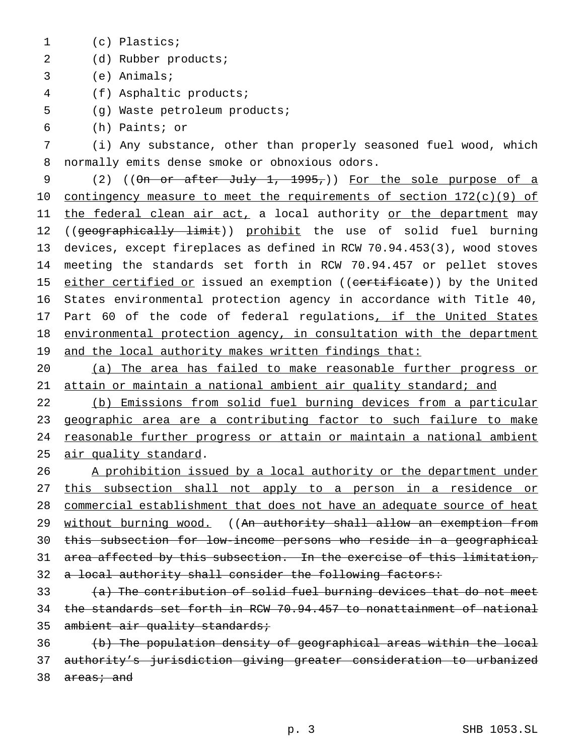(c) Plastics;

(d) Rubber products;

(e) Animals;

(f) Asphaltic products;

(g) Waste petroleum products;

(h) Paints; or

(i) Any substance, other than properly seasoned fuel wood, which normally emits dense smoke or obnoxious odors.

(2) ((~~On or after July 1, 1995,~~)) For the sole purpose of a contingency measure to meet the requirements of section 172(c)(9) of the federal clean air act, a local authority or the department may ((~~geographically limit~~)) prohibit the use of solid fuel burning devices, except fireplaces as defined in RCW 70.94.453(3), wood stoves meeting the standards set forth in RCW 70.94.457 or pellet stoves either certified or issued an exemption ((~~certificate~~)) by the United States environmental protection agency in accordance with Title 40, Part 60 of the code of federal regulations, if the United States environmental protection agency, in consultation with the department and the local authority makes written findings that:

(a) The area has failed to make reasonable further progress or attain or maintain a national ambient air quality standard; and

(b) Emissions from solid fuel burning devices from a particular geographic area are a contributing factor to such failure to make reasonable further progress or attain or maintain a national ambient air quality standard.

A prohibition issued by a local authority or the department under this subsection shall not apply to a person in a residence or commercial establishment that does not have an adequate source of heat without burning wood. ((~~An authority shall allow an exemption from this subsection for low-income persons who reside in a geographical area affected by this subsection. In the exercise of this limitation, a local authority shall consider the following factors:~~

~~(a) The contribution of solid fuel burning devices that do not meet the standards set forth in RCW 70.94.457 to nonattainment of national ambient air quality standards;~~

~~(b) The population density of geographical areas within the local authority's jurisdiction giving greater consideration to urbanized areas; and~~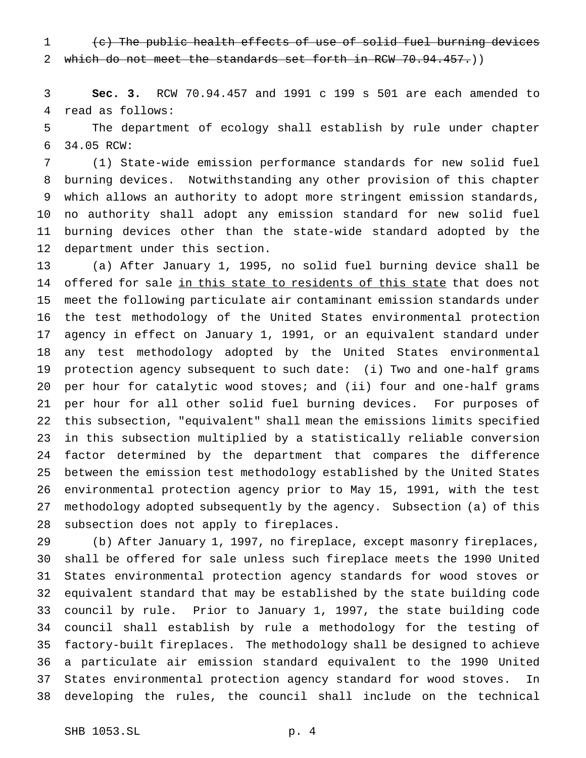~~(c) The public health effects of use of solid fuel burning devices which do not meet the standards set forth in RCW 70.94.457.~~))

**Sec. 3.** RCW 70.94.457 and 1991 c 199 s 501 are each amended to read as follows:

The department of ecology shall establish by rule under chapter 34.05 RCW:

(1) State-wide emission performance standards for new solid fuel burning devices. Notwithstanding any other provision of this chapter which allows an authority to adopt more stringent emission standards, no authority shall adopt any emission standard for new solid fuel burning devices other than the state-wide standard adopted by the department under this section.

(a) After January 1, 1995, no solid fuel burning device shall be offered for sale <u>in this state to residents of this state</u> that does not meet the following particulate air contaminant emission standards under the test methodology of the United States environmental protection agency in effect on January 1, 1991, or an equivalent standard under any test methodology adopted by the United States environmental protection agency subsequent to such date: (i) Two and one-half grams per hour for catalytic wood stoves; and (ii) four and one-half grams per hour for all other solid fuel burning devices. For purposes of this subsection, "equivalent" shall mean the emissions limits specified in this subsection multiplied by a statistically reliable conversion factor determined by the department that compares the difference between the emission test methodology established by the United States environmental protection agency prior to May 15, 1991, with the test methodology adopted subsequently by the agency. Subsection (a) of this subsection does not apply to fireplaces.

(b) After January 1, 1997, no fireplace, except masonry fireplaces, shall be offered for sale unless such fireplace meets the 1990 United States environmental protection agency standards for wood stoves or equivalent standard that may be established by the state building code council by rule. Prior to January 1, 1997, the state building code council shall establish by rule a methodology for the testing of factory-built fireplaces. The methodology shall be designed to achieve a particulate air emission standard equivalent to the 1990 United States environmental protection agency standard for wood stoves. In developing the rules, the council shall include on the technical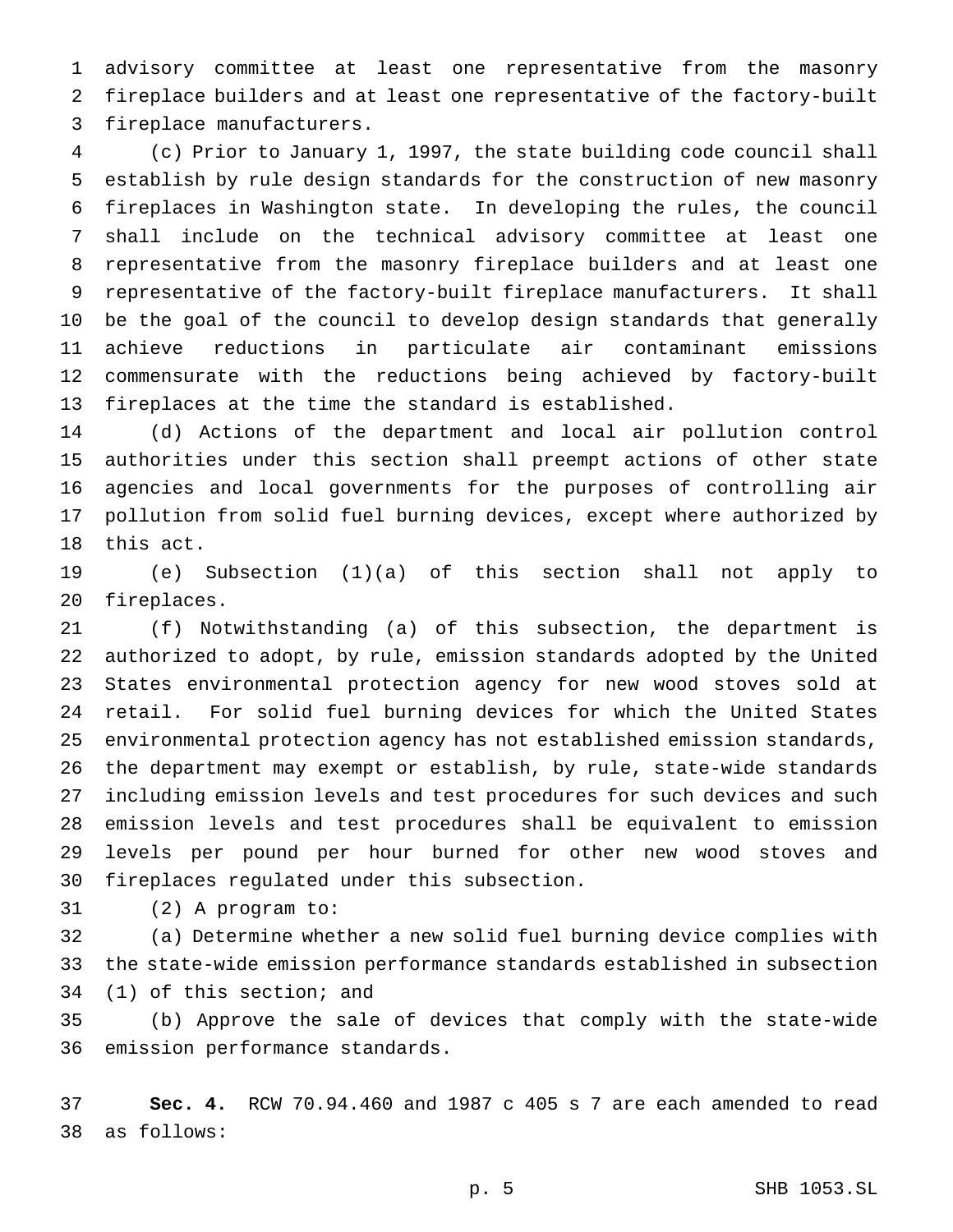advisory committee at least one representative from the masonry fireplace builders and at least one representative of the factory-built fireplace manufacturers.

(c) Prior to January 1, 1997, the state building code council shall establish by rule design standards for the construction of new masonry fireplaces in Washington state. In developing the rules, the council shall include on the technical advisory committee at least one representative from the masonry fireplace builders and at least one representative of the factory-built fireplace manufacturers. It shall be the goal of the council to develop design standards that generally achieve reductions in particulate air contaminant emissions commensurate with the reductions being achieved by factory-built fireplaces at the time the standard is established.

(d) Actions of the department and local air pollution control authorities under this section shall preempt actions of other state agencies and local governments for the purposes of controlling air pollution from solid fuel burning devices, except where authorized by this act.

(e) Subsection (1)(a) of this section shall not apply to fireplaces.

(f) Notwithstanding (a) of this subsection, the department is authorized to adopt, by rule, emission standards adopted by the United States environmental protection agency for new wood stoves sold at retail. For solid fuel burning devices for which the United States environmental protection agency has not established emission standards, the department may exempt or establish, by rule, state-wide standards including emission levels and test procedures for such devices and such emission levels and test procedures shall be equivalent to emission levels per pound per hour burned for other new wood stoves and fireplaces regulated under this subsection.

(2) A program to:

(a) Determine whether a new solid fuel burning device complies with the state-wide emission performance standards established in subsection (1) of this section; and

(b) Approve the sale of devices that comply with the state-wide emission performance standards.

**Sec. 4.** RCW 70.94.460 and 1987 c 405 s 7 are each amended to read as follows: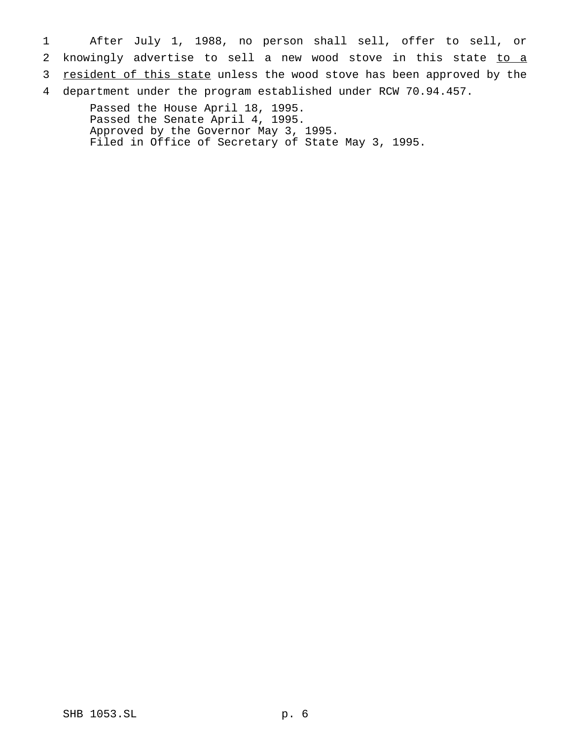After July 1, 1988, no person shall sell, offer to sell, or knowingly advertise to sell a new wood stove in this state <u>to a resident of this state</u> unless the wood stove has been approved by the department under the program established under RCW 70.94.457.

Passed the House April 18, 1995.
Passed the Senate April 4, 1995.
Approved by the Governor May 3, 1995.
Filed in Office of Secretary of State May 3, 1995.